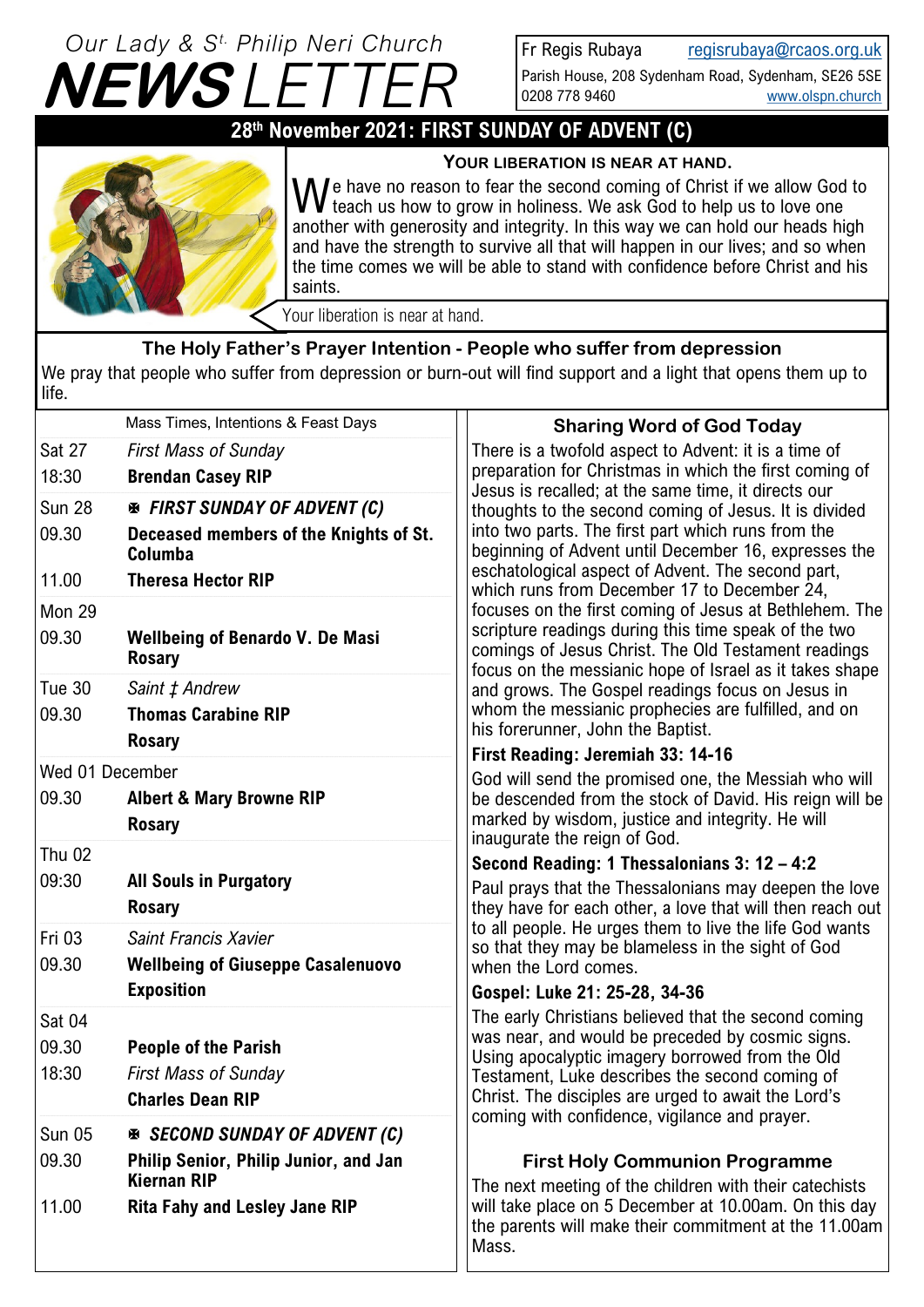# Our Lady & St. Philip Neri Church NEWSLETTER

Fr Regis Rubaya regisrubaya@rcaos.org.uk
Parish House, 208 Sydenham Road, Sydenham, SE26 5SE
0208 778 9460 www.olspn.church

## 28th November 2021: FIRST SUNDAY OF ADVENT (C)

### YOUR LIBERATION IS NEAR AT HAND.

We have no reason to fear the second coming of Christ if we allow God to teach us how to grow in holiness. We ask God to help us to love one another with generosity and integrity. In this way we can hold our heads high and have the strength to survive all that will happen in our lives; and so when the time comes we will be able to stand with confidence before Christ and his saints.

Your liberation is near at hand.

### The Holy Father's Prayer Intention - People who suffer from depression

We pray that people who suffer from depression or burn-out will find support and a light that opens them up to life.

| | Mass Times, Intentions & Feast Days |
|---|---|
| Sat 27 | *First Mass of Sunday* |
| 18:30 | **Brendan Casey RIP** |
| Sun 28 | ✠ ***FIRST SUNDAY OF ADVENT (C)*** |
| 09.30 | **Deceased members of the Knights of St. Columba** |
| 11.00 | **Theresa Hector RIP** |
| Mon 29 | |
| 09.30 | **Wellbeing of Benardo V. De Masi** |
| | **Rosary** |
| Tue 30 | *Saint ‡ Andrew* |
| 09.30 | **Thomas Carabine RIP** |
| | **Rosary** |
| Wed 01 December | |
| 09.30 | **Albert & Mary Browne RIP** |
| | **Rosary** |
| Thu 02 | |
| 09:30 | **All Souls in Purgatory** |
| | **Rosary** |
| Fri 03 | *Saint Francis Xavier* |
| 09.30 | **Wellbeing of Giuseppe Casalenuovo** |
| | **Exposition** |
| Sat 04 | |
| 09.30 | **People of the Parish** |
| 18:30 | *First Mass of Sunday* |
| | **Charles Dean RIP** |
| Sun 05 | ✠ ***SECOND SUNDAY OF ADVENT (C)*** |
| 09.30 | **Philip Senior, Philip Junior, and Jan Kiernan RIP** |
| 11.00 | **Rita Fahy and Lesley Jane RIP** |

### Sharing Word of God Today

There is a twofold aspect to Advent: it is a time of preparation for Christmas in which the first coming of Jesus is recalled; at the same time, it directs our thoughts to the second coming of Jesus. It is divided into two parts. The first part which runs from the beginning of Advent until December 16, expresses the eschatological aspect of Advent. The second part, which runs from December 17 to December 24, focuses on the first coming of Jesus at Bethlehem. The scripture readings during this time speak of the two comings of Jesus Christ. The Old Testament readings focus on the messianic hope of Israel as it takes shape and grows. The Gospel readings focus on Jesus in whom the messianic prophecies are fulfilled, and on his forerunner, John the Baptist.

**First Reading: Jeremiah 33: 14-16**

God will send the promised one, the Messiah who will be descended from the stock of David. His reign will be marked by wisdom, justice and integrity. He will inaugurate the reign of God.

**Second Reading: 1 Thessalonians 3: 12 – 4:2**

Paul prays that the Thessalonians may deepen the love they have for each other, a love that will then reach out to all people. He urges them to live the life God wants so that they may be blameless in the sight of God when the Lord comes.

**Gospel: Luke 21: 25-28, 34-36**

The early Christians believed that the second coming was near, and would be preceded by cosmic signs. Using apocalyptic imagery borrowed from the Old Testament, Luke describes the second coming of Christ. The disciples are urged to await the Lord's coming with confidence, vigilance and prayer.

### First Holy Communion Programme

The next meeting of the children with their catechists will take place on 5 December at 10.00am. On this day the parents will make their commitment at the 11.00am Mass.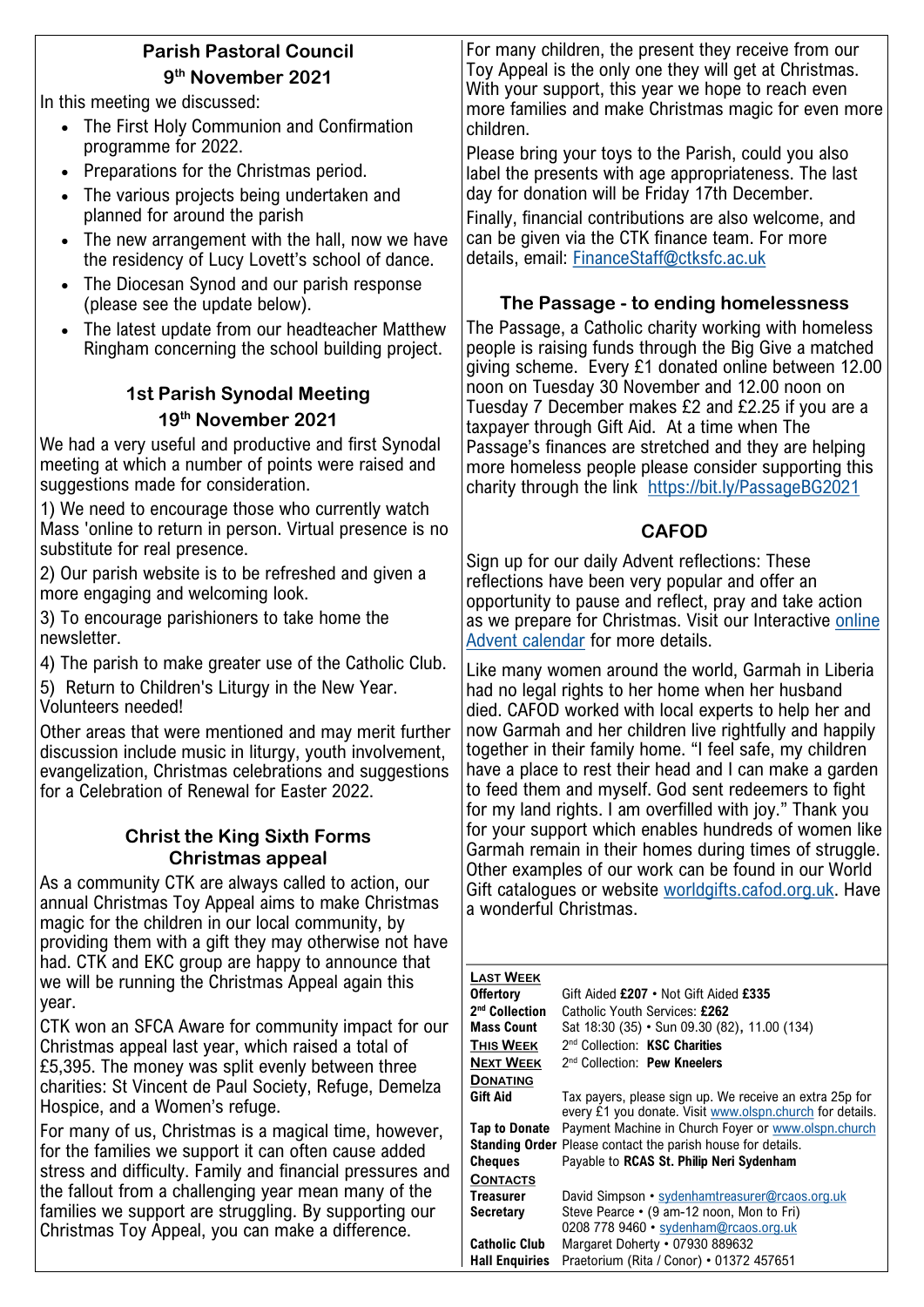## Parish Pastoral Council

### 9th November 2021

In this meeting we discussed:

- The First Holy Communion and Confirmation programme for 2022.
- Preparations for the Christmas period.
- The various projects being undertaken and planned for around the parish
- The new arrangement with the hall, now we have the residency of Lucy Lovett's school of dance.
- The Diocesan Synod and our parish response (please see the update below).
- The latest update from our headteacher Matthew Ringham concerning the school building project.

## 1st Parish Synodal Meeting

### 19th November 2021

We had a very useful and productive and first Synodal meeting at which a number of points were raised and suggestions made for consideration.

1) We need to encourage those who currently watch Mass 'online to return in person. Virtual presence is no substitute for real presence.

2) Our parish website is to be refreshed and given a more engaging and welcoming look.

3) To encourage parishioners to take home the newsletter.

4) The parish to make greater use of the Catholic Club.

5) Return to Children's Liturgy in the New Year. Volunteers needed!

Other areas that were mentioned and may merit further discussion include music in liturgy, youth involvement, evangelization, Christmas celebrations and suggestions for a Celebration of Renewal for Easter 2022.

## Christ the King Sixth Forms Christmas appeal

As a community CTK are always called to action, our annual Christmas Toy Appeal aims to make Christmas magic for the children in our local community, by providing them with a gift they may otherwise not have had. CTK and EKC group are happy to announce that we will be running the Christmas Appeal again this year.

CTK won an SFCA Aware for community impact for our Christmas appeal last year, which raised a total of £5,395. The money was split evenly between three charities: St Vincent de Paul Society, Refuge, Demelza Hospice, and a Women's refuge.

For many of us, Christmas is a magical time, however, for the families we support it can often cause added stress and difficulty. Family and financial pressures and the fallout from a challenging year mean many of the families we support are struggling. By supporting our Christmas Toy Appeal, you can make a difference.

For many children, the present they receive from our Toy Appeal is the only one they will get at Christmas. With your support, this year we hope to reach even more families and make Christmas magic for even more children.

Please bring your toys to the Parish, could you also label the presents with age appropriateness. The last day for donation will be Friday 17th December.

Finally, financial contributions are also welcome, and can be given via the CTK finance team. For more details, email: FinanceStaff@ctksfc.ac.uk

## The Passage - to ending homelessness

The Passage, a Catholic charity working with homeless people is raising funds through the Big Give a matched giving scheme. Every £1 donated online between 12.00 noon on Tuesday 30 November and 12.00 noon on Tuesday 7 December makes £2 and £2.25 if you are a taxpayer through Gift Aid. At a time when The Passage's finances are stretched and they are helping more homeless people please consider supporting this charity through the link https://bit.ly/PassageBG2021

## CAFOD

Sign up for our daily Advent reflections: These reflections have been very popular and offer an opportunity to pause and reflect, pray and take action as we prepare for Christmas. Visit our Interactive online Advent calendar for more details.

Like many women around the world, Garmah in Liberia had no legal rights to her home when her husband died. CAFOD worked with local experts to help her and now Garmah and her children live rightfully and happily together in their family home. "I feel safe, my children have a place to rest their head and I can make a garden to feed them and myself. God sent redeemers to fight for my land rights. I am overfilled with joy." Thank you for your support which enables hundreds of women like Garmah remain in their homes during times of struggle. Other examples of our work can be found in our World Gift catalogues or website worldgifts.cafod.org.uk. Have a wonderful Christmas.

| | |
|---|---|
| **Last Week** | |
| **Offertory** | Gift Aided **£207** • Not Gift Aided **£335** |
| **2nd Collection** | Catholic Youth Services: **£262** |
| **Mass Count** | Sat 18:30 (35) • Sun 09.30 (82), 11.00 (134) |
| **This Week** | 2nd Collection: **KSC Charities** |
| **Next Week** | 2nd Collection: **Pew Kneelers** |
| **Donating** | |
| **Gift Aid** | Tax payers, please sign up. We receive an extra 25p for every £1 you donate. Visit www.olspn.church for details. |
| **Tap to Donate** | Payment Machine in Church Foyer or www.olspn.church |
| **Standing Order** | Please contact the parish house for details. |
| **Cheques** | Payable to **RCAS St. Philip Neri Sydenham** |
| **Contacts** | |
| **Treasurer** | David Simpson • sydenhamtreasurer@rcaos.org.uk |
| **Secretary** | Steve Pearce • (9 am-12 noon, Mon to Fri) 0208 778 9460 • sydenham@rcaos.org.uk |
| **Catholic Club** | Margaret Doherty • 07930 889632 |
| **Hall Enquiries** | Praetorium (Rita / Conor) • 01372 457651 |